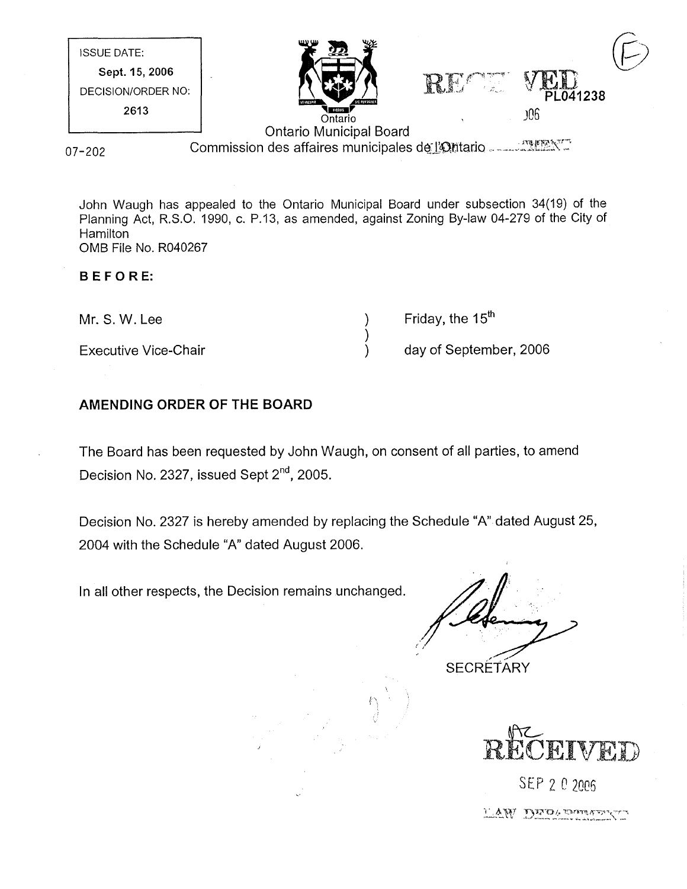ISSUE DATE:
**Sept. 15, 2006**
DECISION/ORDER NO:
**2613**

PL041238

07-202

Ontario Municipal Board
Commission des affaires municipales de l'Ontario

John Waugh has appealed to the Ontario Municipal Board under subsection 34(19) of the Planning Act, R.S.O. 1990, c. P.13, as amended, against Zoning By-law 04-279 of the City of Hamilton
OMB File No. R040267

**BEFORE:**

| | | |
|---|---|---|
| Mr. S. W. Lee | ) | Friday, the 15th |
| | ) | |
| Executive Vice-Chair | ) | day of September, 2006 |

## AMENDING ORDER OF THE BOARD

The Board has been requested by John Waugh, on consent of all parties, to amend Decision No. 2327, issued Sept 2nd, 2005.

Decision No. 2327 is hereby amended by replacing the Schedule "A" dated August 25, 2004 with the Schedule "A" dated August 2006.

In all other respects, the Decision remains unchanged.

SECRETARY

RECEIVED
SEP 2 0 2006
LAW DEPARTMENT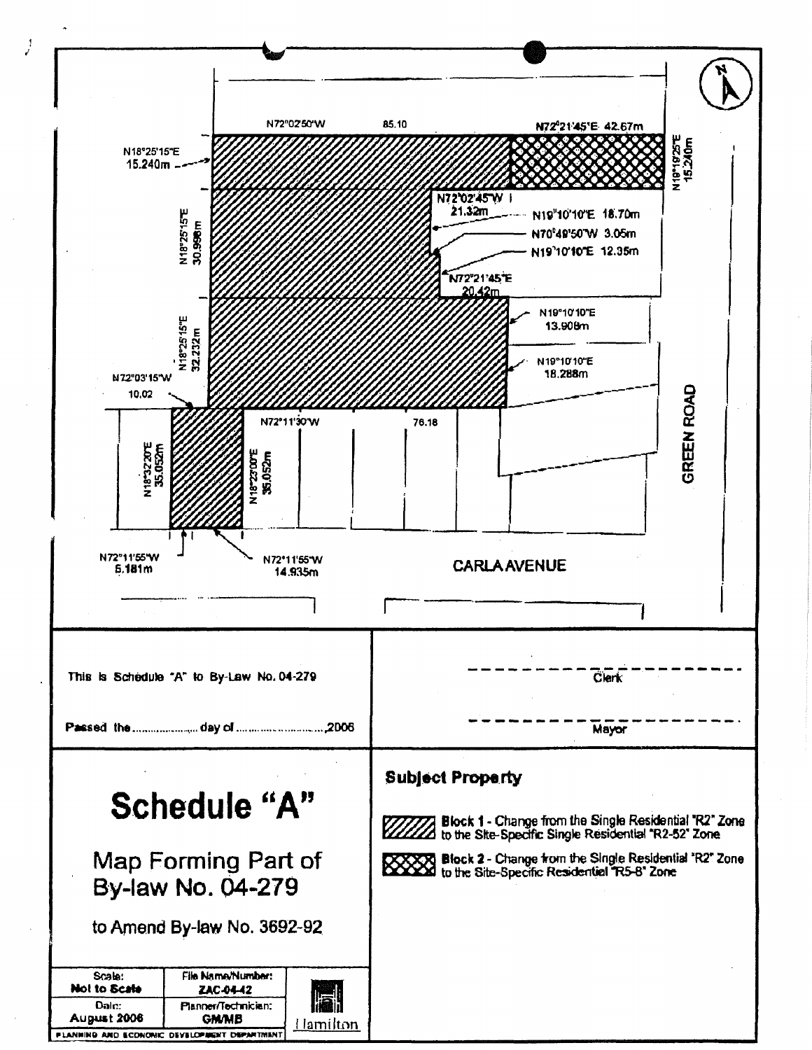N72°02'50"W 85.10

N72°21'45"E 42.67m

N18°25'15"E 15.240m

N18°19'25"E 15.240m

N72°02'45"W 21.32m

N19°10'10"E 18.70m

N70°49'50"W 3.05m

N19°10'10"E 12.35m

N18°25'15"E 30.998m

N72°21'45"E 20.42m

N19°10'10"E 13.908m

N19°10'10"E 18.288m

N18°25'15"E 32.232m

N72°03'15"W 10.02

N72°11'30"W 76.18

N18°32'20"E 35.052m

N18°23'00"E 35.052m

N72°11'55"W 5.181m

N72°11'55"W 14.935m

GREEN ROAD

CARLA AVENUE

N

This is Schedule "A" to By-Law No. 04-279

Passed the .................. day of .........................,2006

Clerk

Mayor

# Schedule "A"

## Map Forming Part of By-law No. 04-279

to Amend By-law No. 3692-92

**Subject Property**

**Block 1** - Change from the Single Residential "R2" Zone to the Site-Specific Single Residential "R2-52" Zone

**Block 2** - Change from the Single Residential "R2" Zone to the Site-Specific Residential "R5-8" Zone

| Scale: **Not to Scale** | File Name/Number: **ZAC-04-42** |
|---|---|
| Date: **August 2006** | Planner/Technician: **GM/MB** |

PLANNING AND ECONOMIC DEVELOPMENT DEPARTMENT

Hamilton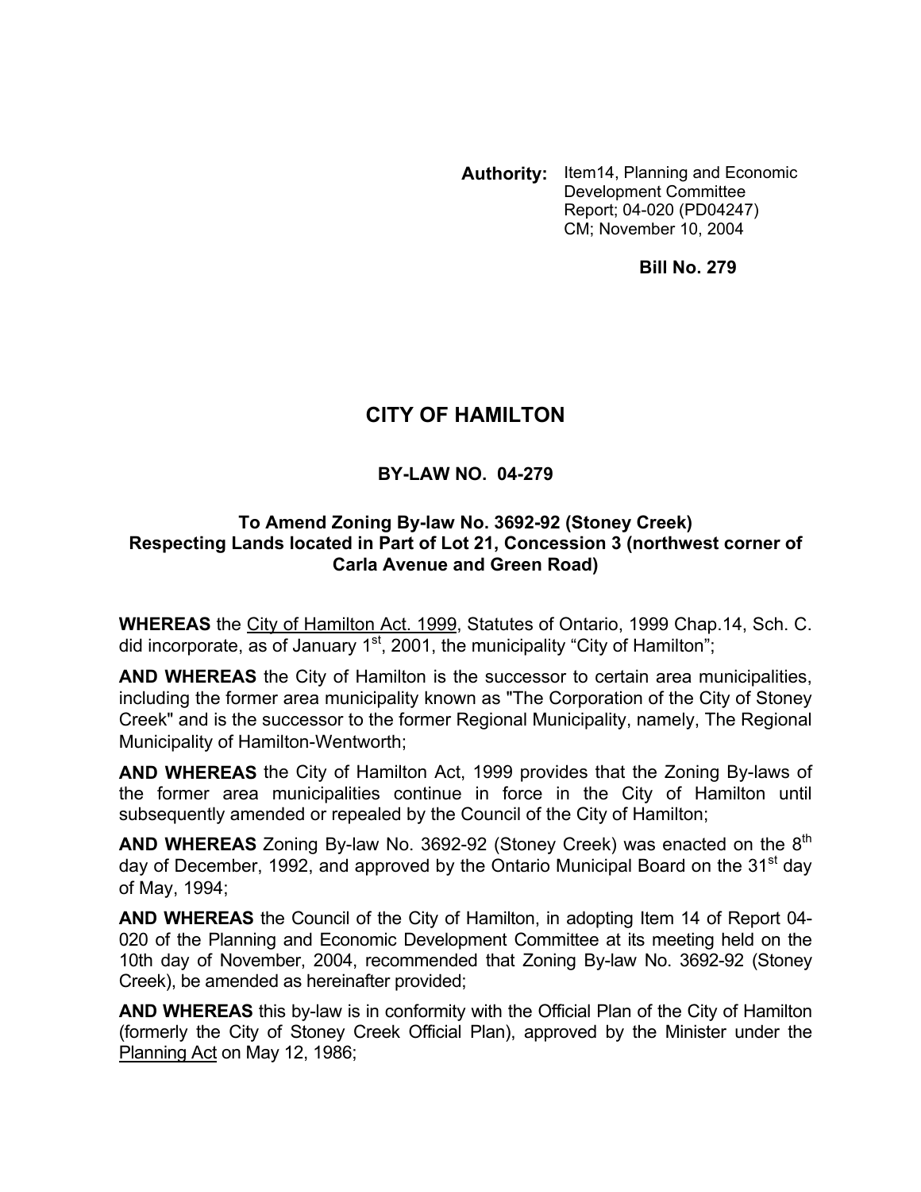**Authority:** Item14, Planning and Economic Development Committee Report; 04-020 (PD04247) CM; November 10, 2004

**Bill No. 279**

# CITY OF HAMILTON

## BY-LAW NO. 04-279

### To Amend Zoning By-law No. 3692-92 (Stoney Creek) Respecting Lands located in Part of Lot 21, Concession 3 (northwest corner of Carla Avenue and Green Road)

**WHEREAS** the City of Hamilton Act. 1999, Statutes of Ontario, 1999 Chap.14, Sch. C. did incorporate, as of January 1st, 2001, the municipality "City of Hamilton";

**AND WHEREAS** the City of Hamilton is the successor to certain area municipalities, including the former area municipality known as "The Corporation of the City of Stoney Creek" and is the successor to the former Regional Municipality, namely, The Regional Municipality of Hamilton-Wentworth;

**AND WHEREAS** the City of Hamilton Act, 1999 provides that the Zoning By-laws of the former area municipalities continue in force in the City of Hamilton until subsequently amended or repealed by the Council of the City of Hamilton;

**AND WHEREAS** Zoning By-law No. 3692-92 (Stoney Creek) was enacted on the 8th day of December, 1992, and approved by the Ontario Municipal Board on the 31st day of May, 1994;

**AND WHEREAS** the Council of the City of Hamilton, in adopting Item 14 of Report 04-020 of the Planning and Economic Development Committee at its meeting held on the 10th day of November, 2004, recommended that Zoning By-law No. 3692-92 (Stoney Creek), be amended as hereinafter provided;

**AND WHEREAS** this by-law is in conformity with the Official Plan of the City of Hamilton (formerly the City of Stoney Creek Official Plan), approved by the Minister under the Planning Act on May 12, 1986;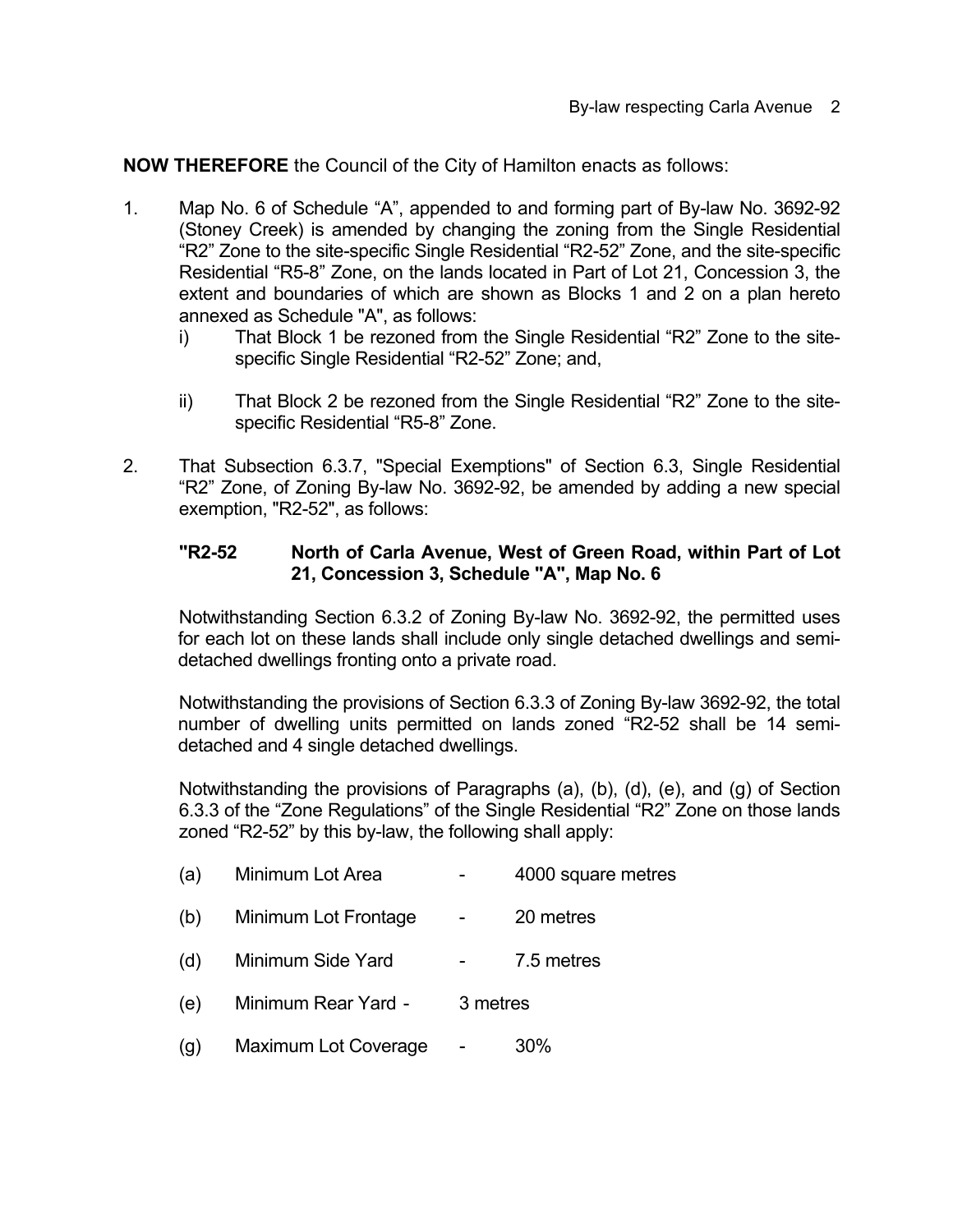**NOW THEREFORE** the Council of the City of Hamilton enacts as follows:

1. Map No. 6 of Schedule "A", appended to and forming part of By-law No. 3692-92 (Stoney Creek) is amended by changing the zoning from the Single Residential "R2" Zone to the site-specific Single Residential "R2-52" Zone, and the site-specific Residential "R5-8" Zone, on the lands located in Part of Lot 21, Concession 3, the extent and boundaries of which are shown as Blocks 1 and 2 on a plan hereto annexed as Schedule "A", as follows:
   - i) That Block 1 be rezoned from the Single Residential "R2" Zone to the site-specific Single Residential "R2-52" Zone; and,
   - ii) That Block 2 be rezoned from the Single Residential "R2" Zone to the site-specific Residential "R5-8" Zone.

2. That Subsection 6.3.7, "Special Exemptions" of Section 6.3, Single Residential "R2" Zone, of Zoning By-law No. 3692-92, be amended by adding a new special exemption, "R2-52", as follows:

   **"R2-52 North of Carla Avenue, West of Green Road, within Part of Lot 21, Concession 3, Schedule "A", Map No. 6**

   Notwithstanding Section 6.3.2 of Zoning By-law No. 3692-92, the permitted uses for each lot on these lands shall include only single detached dwellings and semi-detached dwellings fronting onto a private road.

   Notwithstanding the provisions of Section 6.3.3 of Zoning By-law 3692-92, the total number of dwelling units permitted on lands zoned "R2-52 shall be 14 semi-detached and 4 single detached dwellings.

   Notwithstanding the provisions of Paragraphs (a), (b), (d), (e), and (g) of Section 6.3.3 of the "Zone Regulations" of the Single Residential "R2" Zone on those lands zoned "R2-52" by this by-law, the following shall apply:

   (a) Minimum Lot Area - 4000 square metres

   (b) Minimum Lot Frontage - 20 metres

   (d) Minimum Side Yard - 7.5 metres

   (e) Minimum Rear Yard - 3 metres

   (g) Maximum Lot Coverage - 30%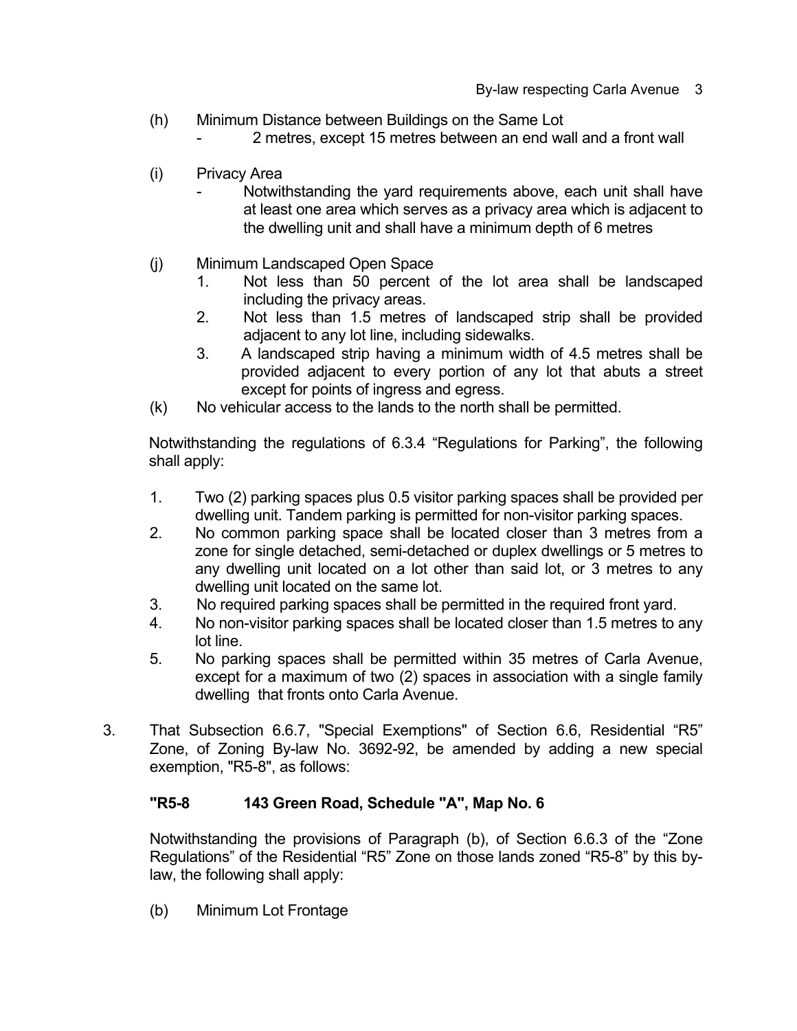(h) Minimum Distance between Buildings on the Same Lot
- 2 metres, except 15 metres between an end wall and a front wall

(i) Privacy Area
- Notwithstanding the yard requirements above, each unit shall have at least one area which serves as a privacy area which is adjacent to the dwelling unit and shall have a minimum depth of 6 metres

(j) Minimum Landscaped Open Space
1. Not less than 50 percent of the lot area shall be landscaped including the privacy areas.
2. Not less than 1.5 metres of landscaped strip shall be provided adjacent to any lot line, including sidewalks.
3. A landscaped strip having a minimum width of 4.5 metres shall be provided adjacent to every portion of any lot that abuts a street except for points of ingress and egress.

(k) No vehicular access to the lands to the north shall be permitted.

Notwithstanding the regulations of 6.3.4 "Regulations for Parking", the following shall apply:

1. Two (2) parking spaces plus 0.5 visitor parking spaces shall be provided per dwelling unit. Tandem parking is permitted for non-visitor parking spaces.
2. No common parking space shall be located closer than 3 metres from a zone for single detached, semi-detached or duplex dwellings or 5 metres to any dwelling unit located on a lot other than said lot, or 3 metres to any dwelling unit located on the same lot.
3. No required parking spaces shall be permitted in the required front yard.
4. No non-visitor parking spaces shall be located closer than 1.5 metres to any lot line.
5. No parking spaces shall be permitted within 35 metres of Carla Avenue, except for a maximum of two (2) spaces in association with a single family dwelling that fronts onto Carla Avenue.

3. That Subsection 6.6.7, "Special Exemptions" of Section 6.6, Residential "R5" Zone, of Zoning By-law No. 3692-92, be amended by adding a new special exemption, "R5-8", as follows:

**"R5-8 143 Green Road, Schedule "A", Map No. 6**

Notwithstanding the provisions of Paragraph (b), of Section 6.6.3 of the "Zone Regulations" of the Residential "R5" Zone on those lands zoned "R5-8" by this by-law, the following shall apply:

(b) Minimum Lot Frontage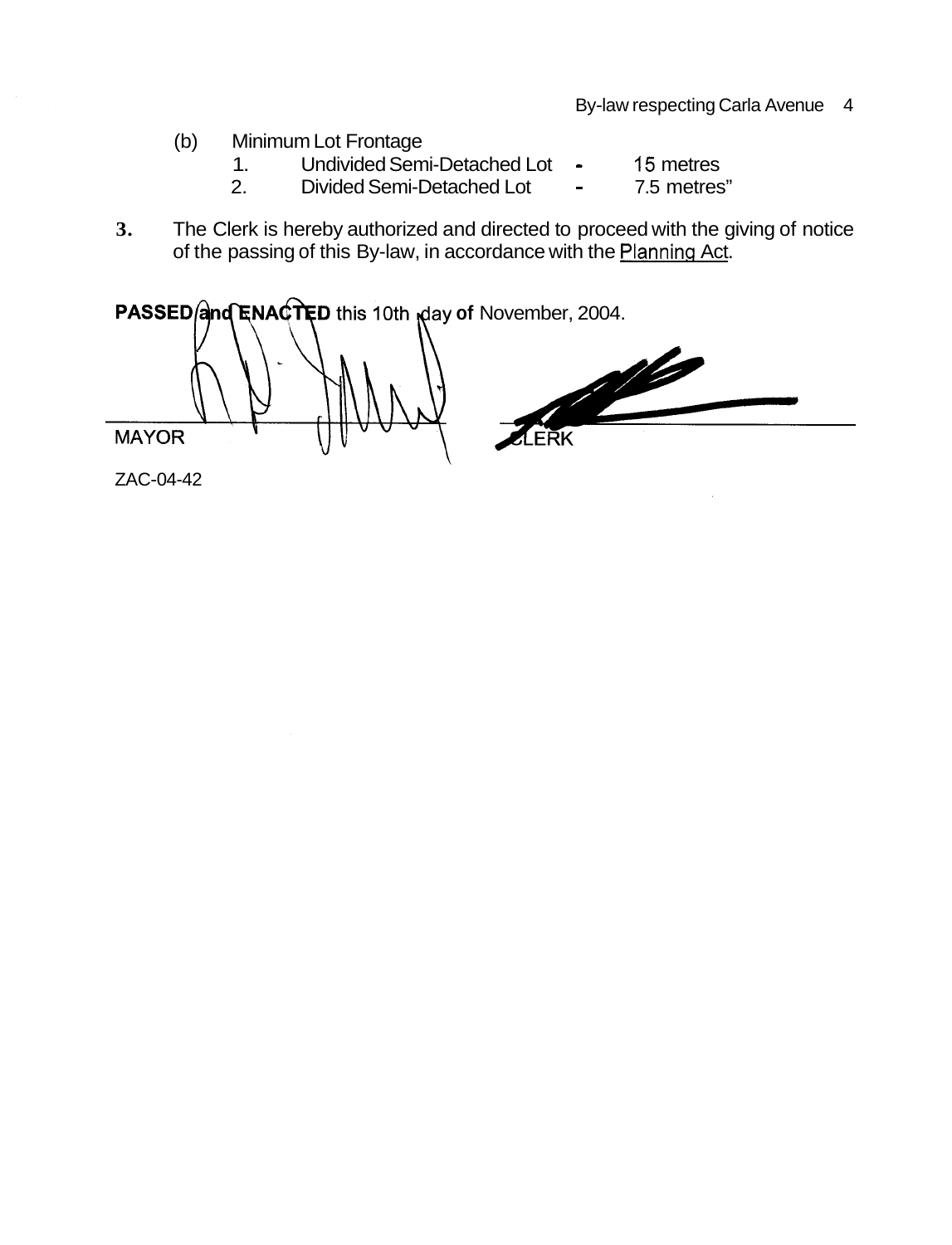(b) Minimum Lot Frontage

1. Undivided Semi-Detached Lot - 15 metres
2. Divided Semi-Detached Lot - 7.5 metres"

**3.** The Clerk is hereby authorized and directed to proceed with the giving of notice of the passing of this By-law, in accordance with the Planning Act.

**PASSED and ENACTED** this 10th day **of** November, 2004.

MAYOR

CLERK

ZAC-04-42